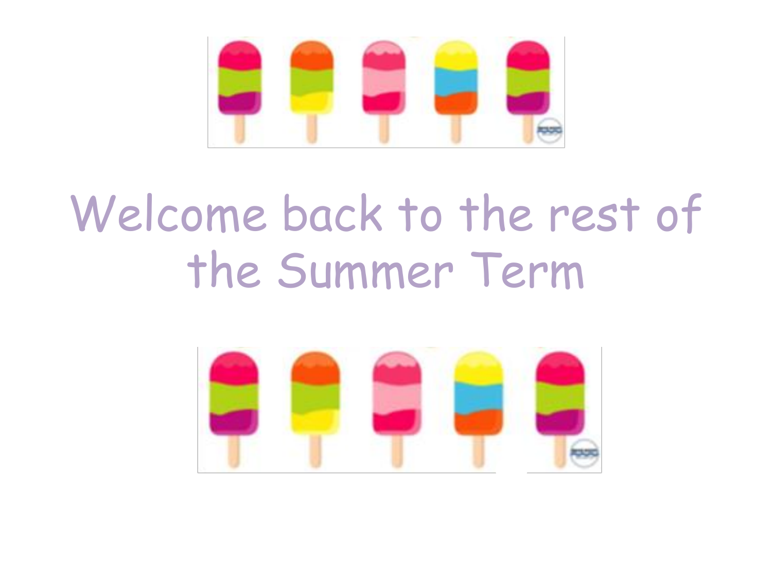# Welcome back to the rest of the Summer Term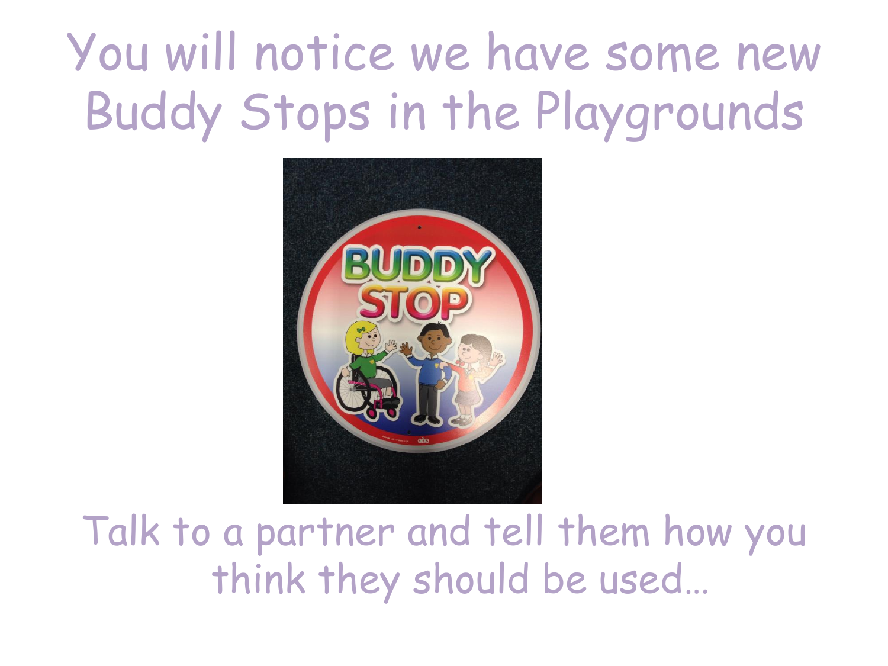# You will notice we have some new Buddy Stops in the Playgrounds

Talk to a partner and tell them how you think they should be used…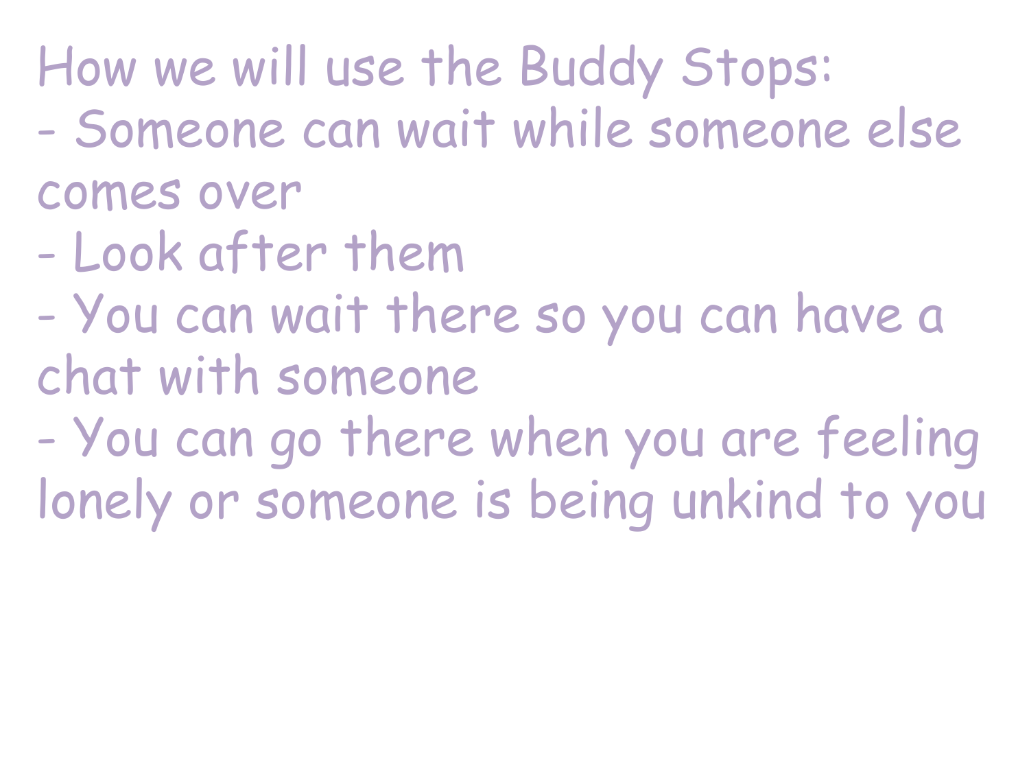How we will use the Buddy Stops:

- Someone can wait while someone else comes over
- Look after them
- You can wait there so you can have a chat with someone
- You can go there when you are feeling lonely or someone is being unkind to you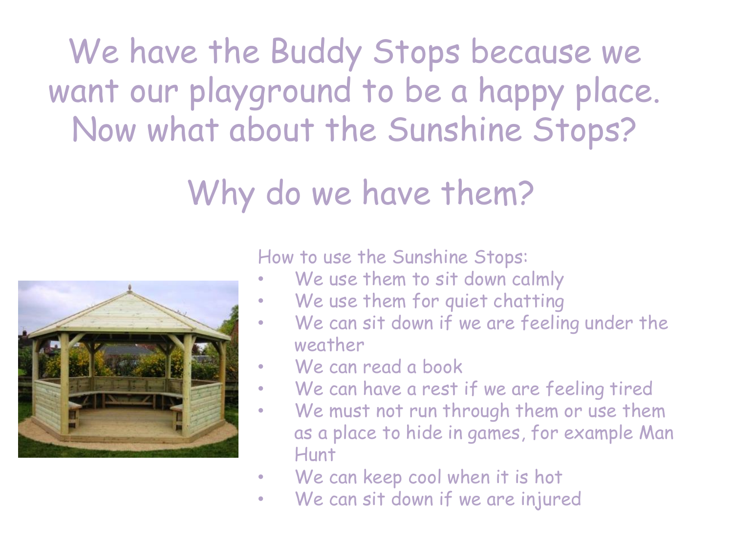# We have the Buddy Stops because we want our playground to be a happy place. Now what about the Sunshine Stops?

## Why do we have them?

How to use the Sunshine Stops:

- We use them to sit down calmly
- We use them for quiet chatting
- We can sit down if we are feeling under the weather
- We can read a book
- We can have a rest if we are feeling tired
- We must not run through them or use them as a place to hide in games, for example Man Hunt
- We can keep cool when it is hot
- We can sit down if we are injured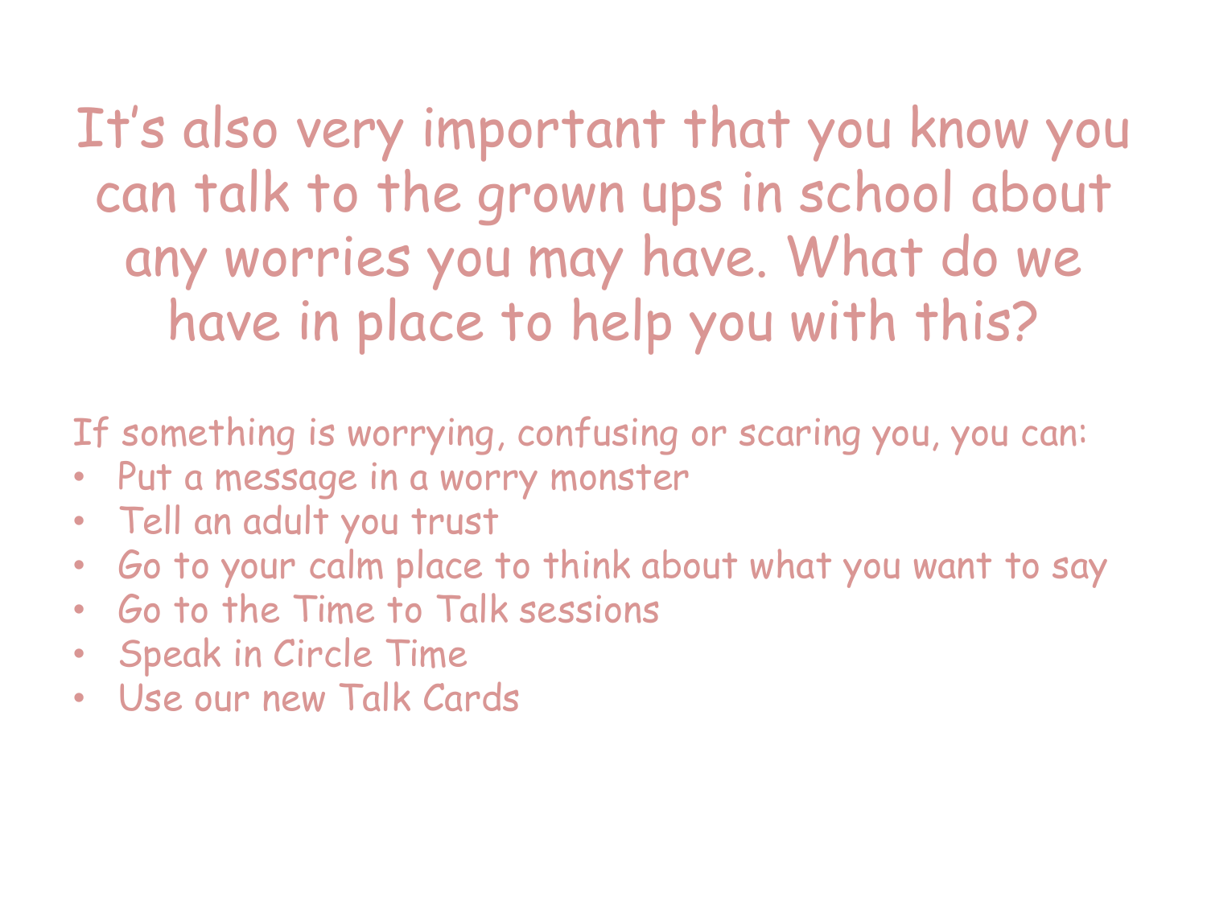# It's also very important that you know you can talk to the grown ups in school about any worries you may have. What do we have in place to help you with this?

If something is worrying, confusing or scaring you, you can:

- Put a message in a worry monster
- Tell an adult you trust
- Go to your calm place to think about what you want to say
- Go to the Time to Talk sessions
- Speak in Circle Time
- Use our new Talk Cards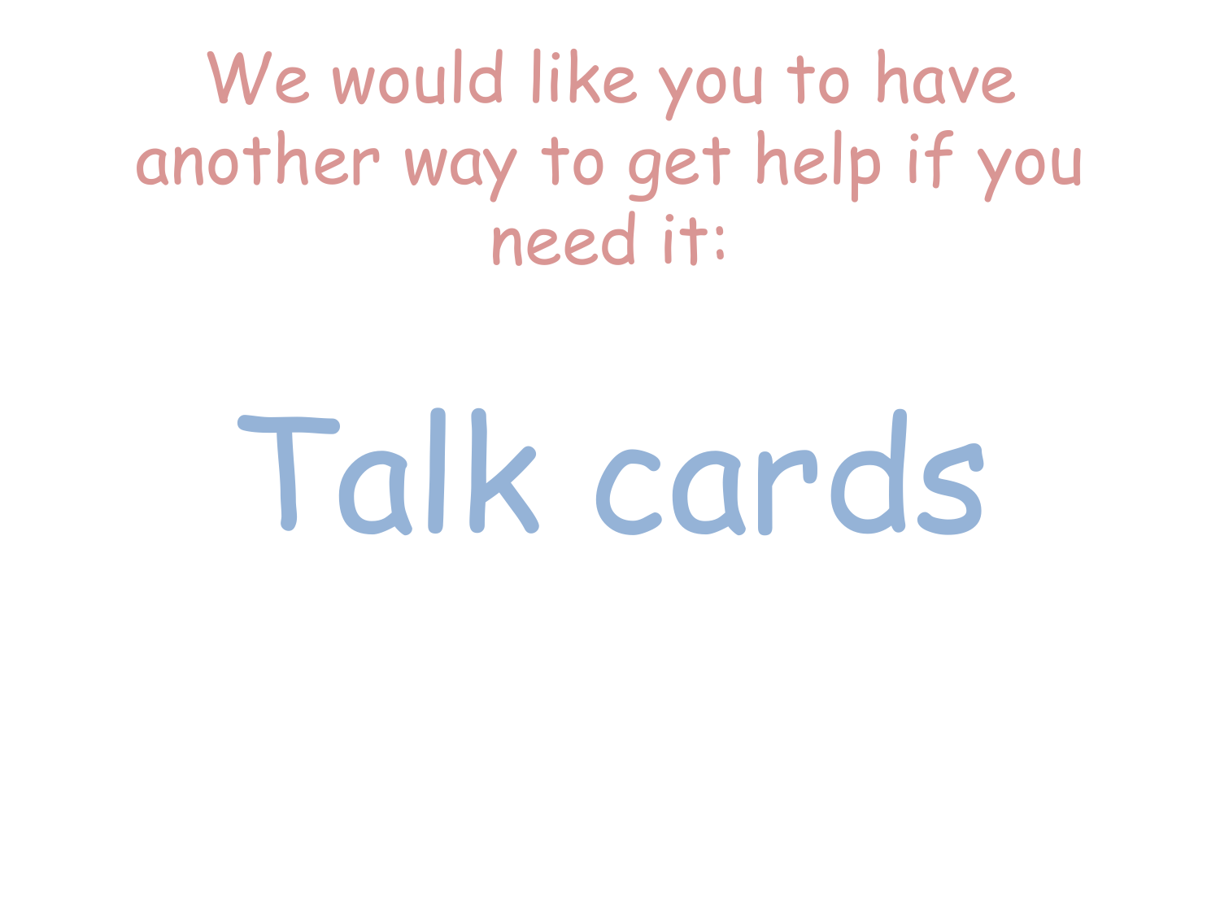We would like you to have another way to get help if you need it:

# Talk cards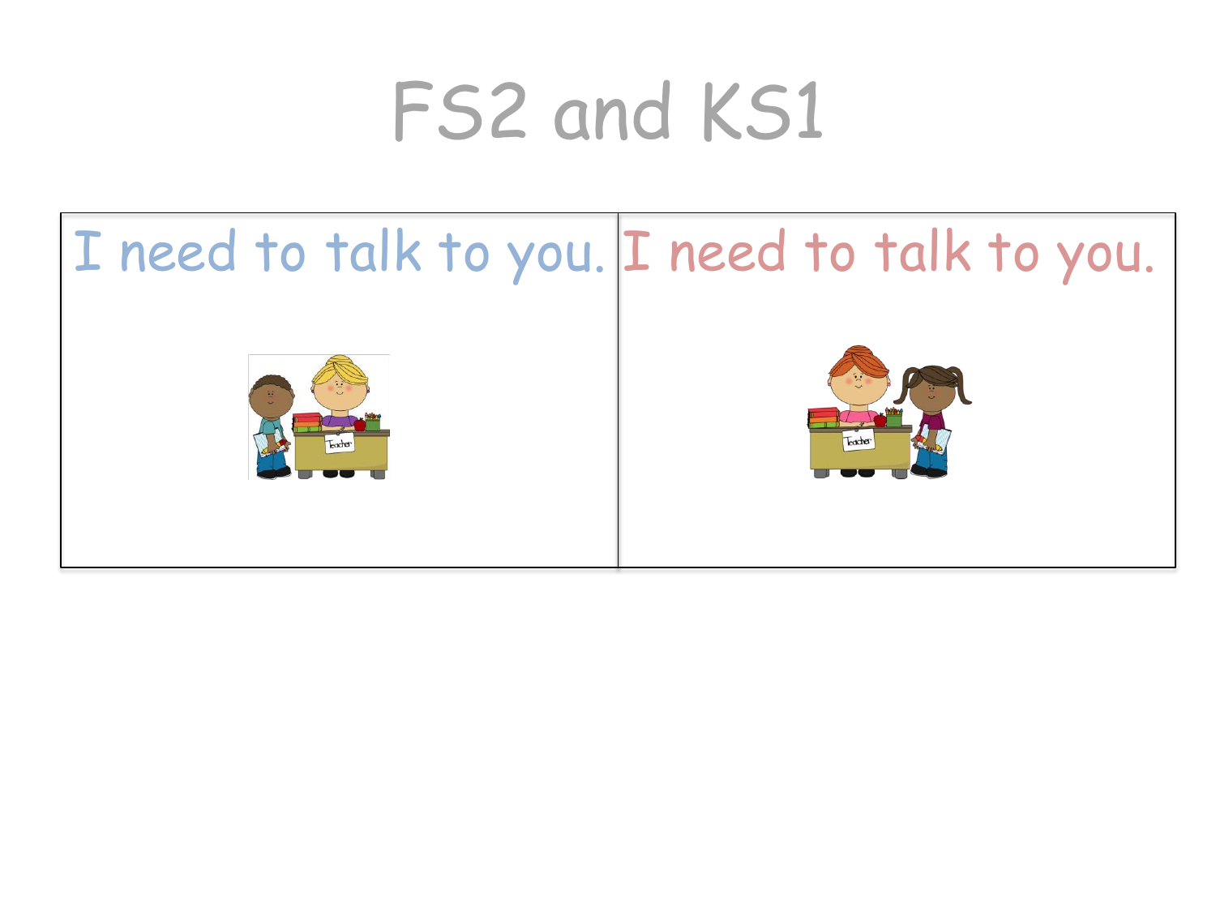# FS2 and KS1

| I need to talk to you. | I need to talk to you. |
| --- | --- |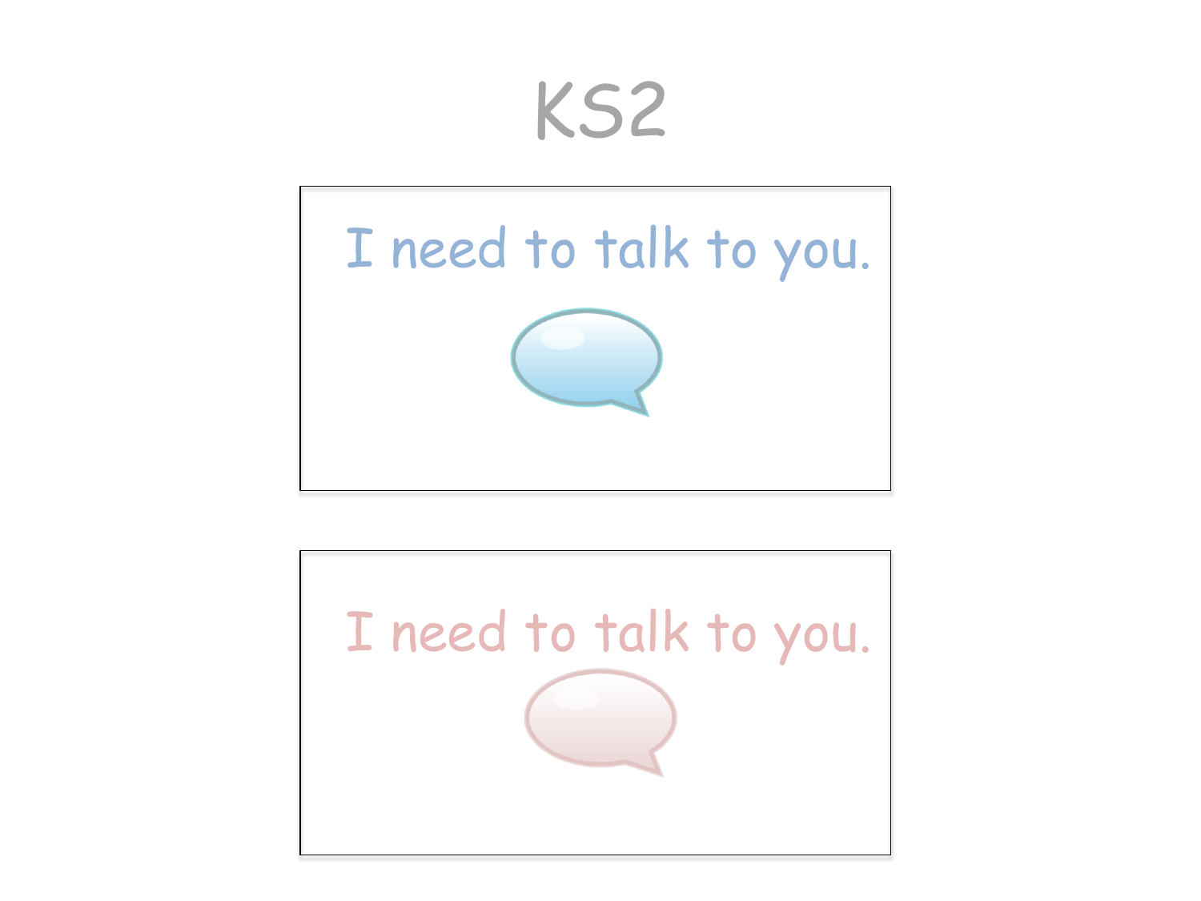# KS2

I need to talk to you.

I need to talk to you.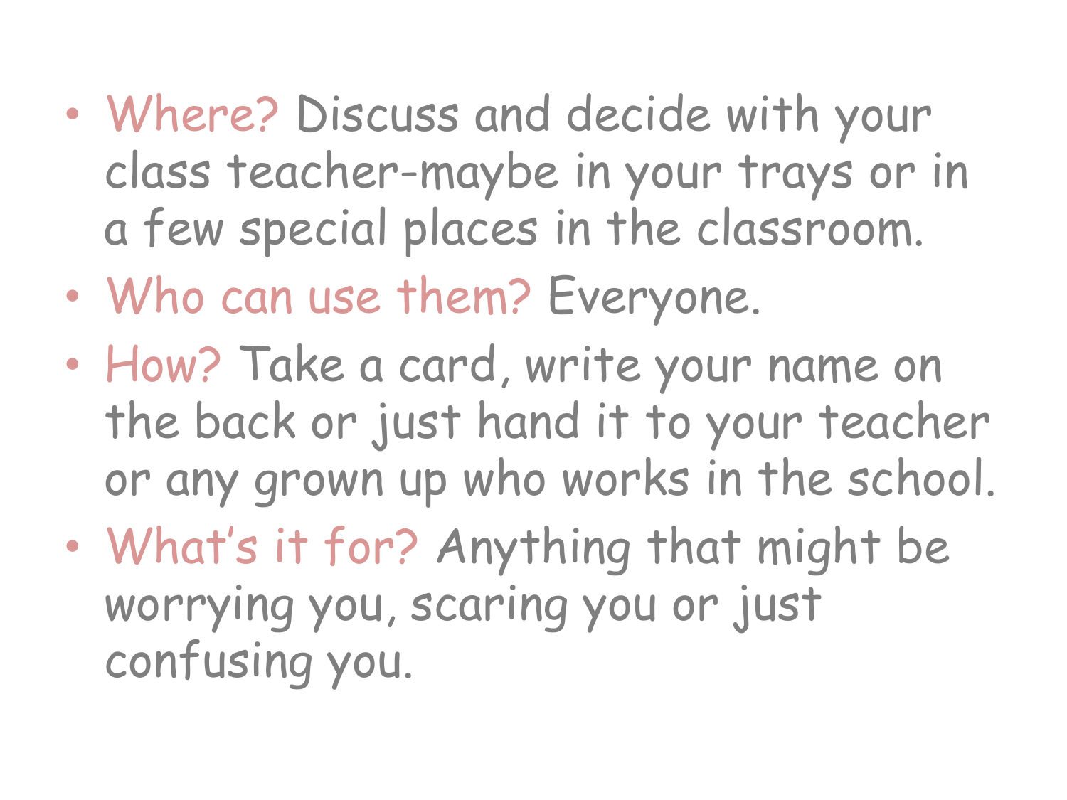- Where? Discuss and decide with your class teacher-maybe in your trays or in a few special places in the classroom.
- Who can use them? Everyone.
- How? Take a card, write your name on the back or just hand it to your teacher or any grown up who works in the school.
- What's it for? Anything that might be worrying you, scaring you or just confusing you.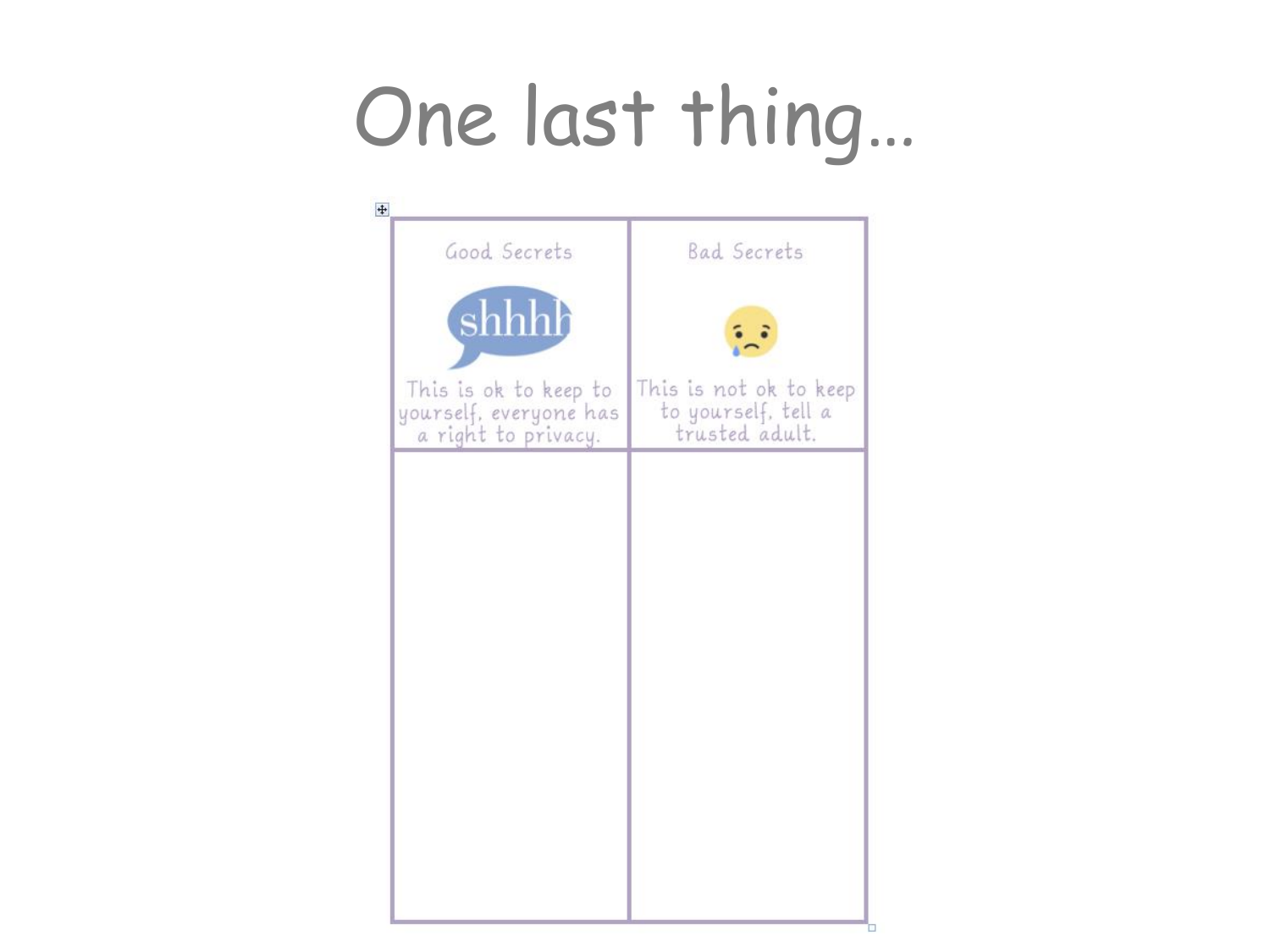# One last thing...

| Good Secrets | Bad Secrets |
|---|---|
| shhhh<br>This is ok to keep to yourself, everyone has a right to privacy. | This is not ok to keep to yourself, tell a trusted adult. |
| | |